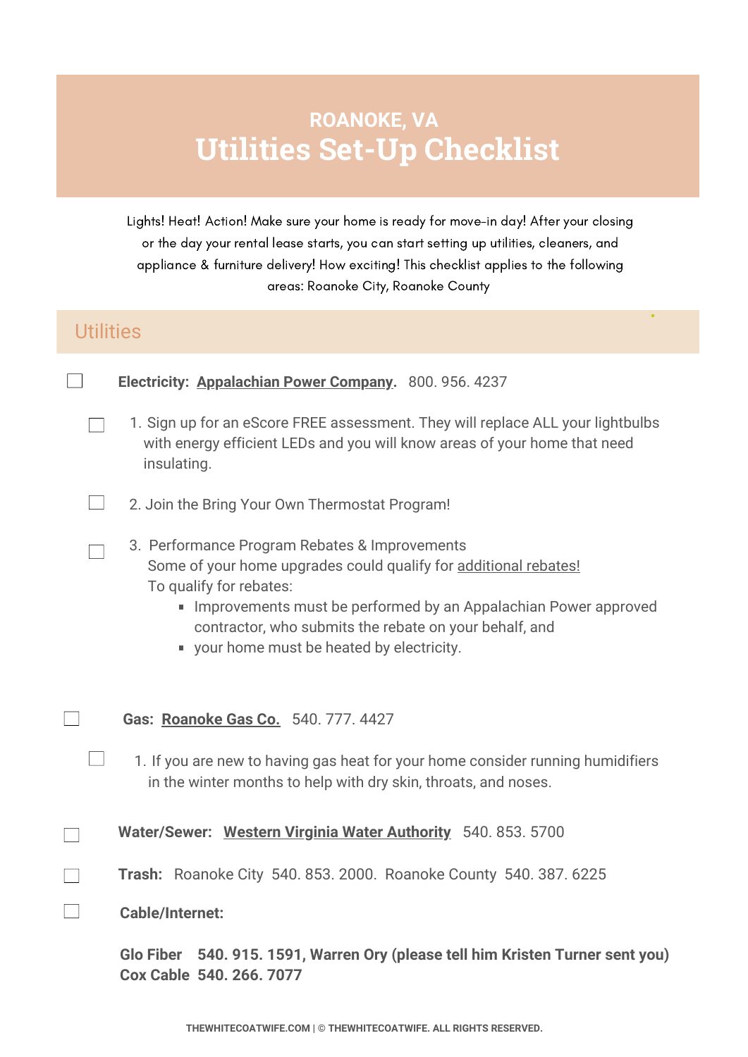# ROANOKE, VA
# Utilities Set-Up Checklist

Lights! Heat! Action! Make sure your home is ready for move-in day! After your closing or the day your rental lease starts, you can start setting up utilities, cleaners, and appliance & furniture delivery! How exciting! This checklist applies to the following areas: Roanoke City, Roanoke County

## Utilities

- [ ] **Electricity: Appalachian Power Company.** 800. 956. 4237
  - [ ] 1. Sign up for an eScore FREE assessment. They will replace ALL your lightbulbs with energy efficient LEDs and you will know areas of your home that need insulating.
  - [ ] 2. Join the Bring Your Own Thermostat Program!
  - [ ] 3. Performance Program Rebates & Improvements
    Some of your home upgrades could qualify for additional rebates!
    To qualify for rebates:
      - Improvements must be performed by an Appalachian Power approved contractor, who submits the rebate on your behalf, and
      - your home must be heated by electricity.

- [ ] **Gas: Roanoke Gas Co.** 540. 777. 4427
  - [ ] 1. If you are new to having gas heat for your home consider running humidifiers in the winter months to help with dry skin, throats, and noses.

- [ ] **Water/Sewer: Western Virginia Water Authority** 540. 853. 5700

- [ ] **Trash:** Roanoke City 540. 853. 2000. Roanoke County 540. 387. 6225

- [ ] **Cable/Internet:**

  **Glo Fiber 540. 915. 1591, Warren Ory (please tell him Kristen Turner sent you)**
  **Cox Cable 540. 266. 7077**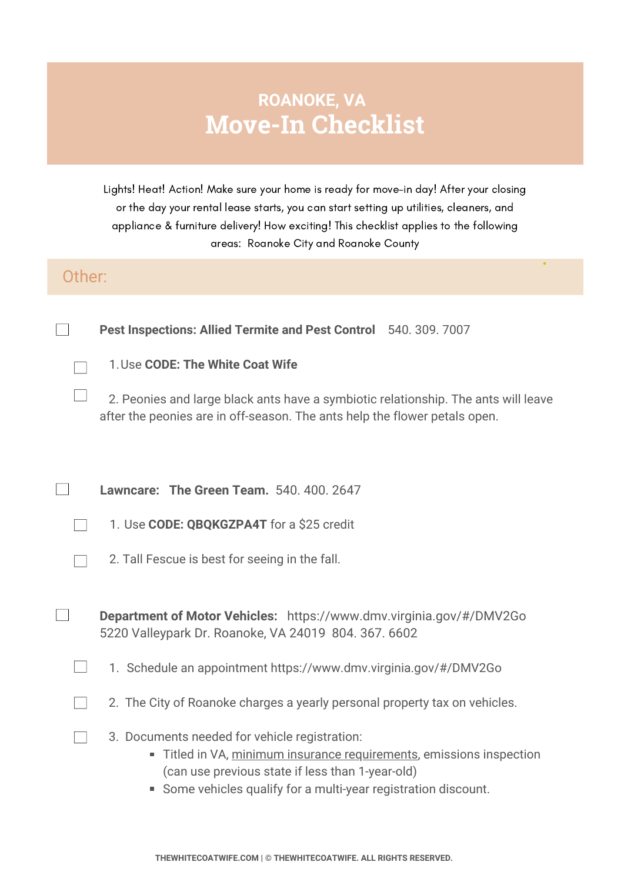## ROANOKE, VA
# Move-In Checklist

Lights! Heat! Action! Make sure your home is ready for move-in day! After your closing or the day your rental lease starts, you can start setting up utilities, cleaners, and appliance & furniture delivery! How exciting! This checklist applies to the following areas: Roanoke City and Roanoke County

## Other:

- [ ] **Pest Inspections: Allied Termite and Pest Control** 540. 309. 7007
  - [ ] 1. Use **CODE: The White Coat Wife**
  - [ ] 2. Peonies and large black ants have a symbiotic relationship. The ants will leave after the peonies are in off-season. The ants help the flower petals open.

- [ ] **Lawncare: The Green Team.** 540. 400. 2647
  - [ ] 1. Use **CODE: QBQKGZPA4T** for a $25 credit
  - [ ] 2. Tall Fescue is best for seeing in the fall.

- [ ] **Department of Motor Vehicles:** https://www.dmv.virginia.gov/#/DMV2Go 5220 Valleypark Dr. Roanoke, VA 24019 804. 367. 6602
  - [ ] 1. Schedule an appointment https://www.dmv.virginia.gov/#/DMV2Go
  - [ ] 2. The City of Roanoke charges a yearly personal property tax on vehicles.
  - [ ] 3. Documents needed for vehicle registration:
    - Titled in VA, minimum insurance requirements, emissions inspection (can use previous state if less than 1-year-old)
    - Some vehicles qualify for a multi-year registration discount.

THEWHITECOATWIFE.COM | © THEWHITECOATWIFE. ALL RIGHTS RESERVED.